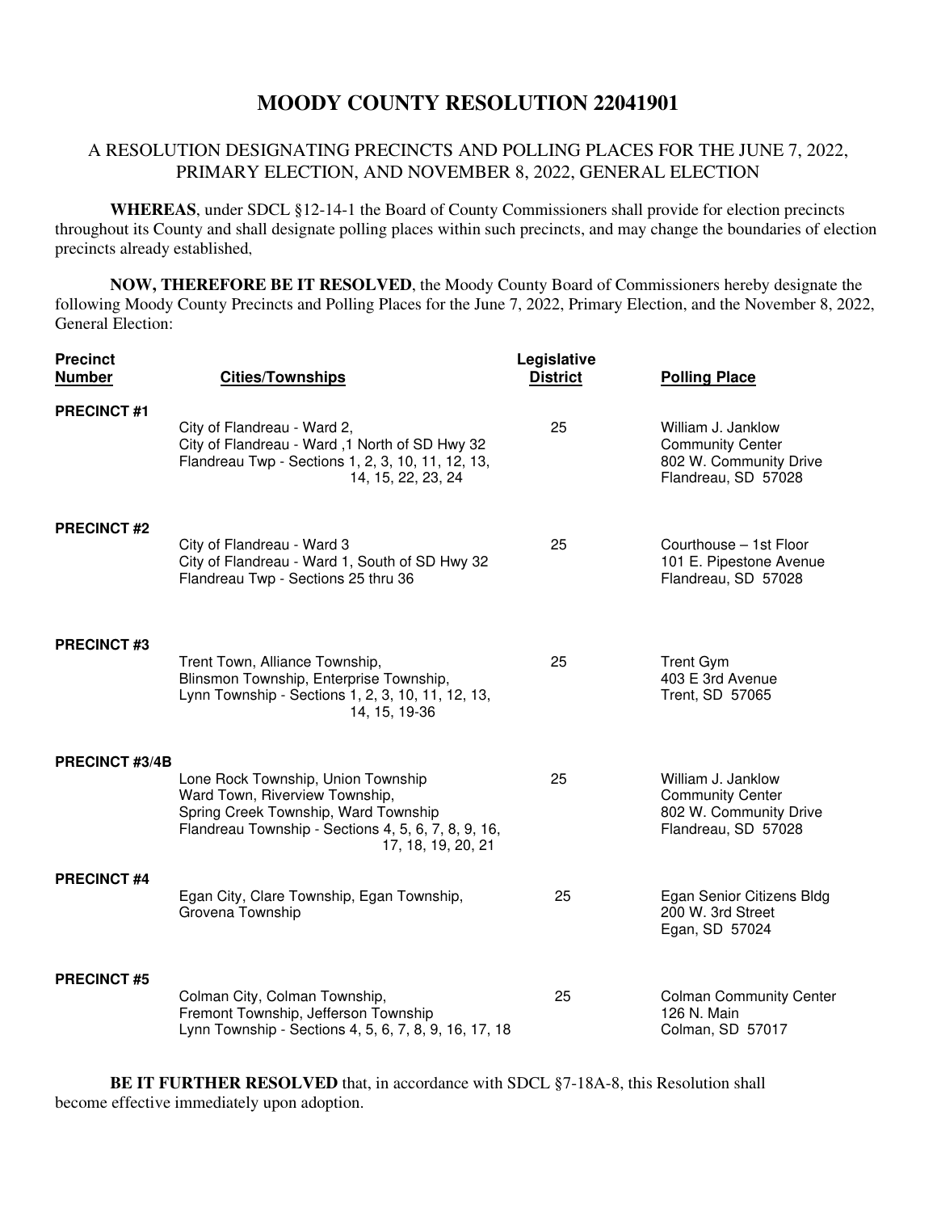# MOODY COUNTY RESOLUTION 22041901

## A RESOLUTION DESIGNATING PRECINCTS AND POLLING PLACES FOR THE JUNE 7, 2022, PRIMARY ELECTION, AND NOVEMBER 8, 2022, GENERAL ELECTION

**WHEREAS**, under SDCL §12-14-1 the Board of County Commissioners shall provide for election precincts throughout its County and shall designate polling places within such precincts, and may change the boundaries of election precincts already established,

**NOW, THEREFORE BE IT RESOLVED**, the Moody County Board of Commissioners hereby designate the following Moody County Precincts and Polling Places for the June 7, 2022, Primary Election, and the November 8, 2022, General Election:

| Precinct Number | Cities/Townships | Legislative District | Polling Place |
|---|---|---|---|
| **PRECINCT #1** | City of Flandreau - Ward 2,<br>City of Flandreau - Ward ,1 North of SD Hwy 32<br>Flandreau Twp - Sections 1, 2, 3, 10, 11, 12, 13, 14, 15, 22, 23, 24 | 25 | William J. Janklow<br>Community Center<br>802 W. Community Drive<br>Flandreau, SD 57028 |
| **PRECINCT #2** | City of Flandreau - Ward 3<br>City of Flandreau - Ward 1, South of SD Hwy 32<br>Flandreau Twp - Sections 25 thru 36 | 25 | Courthouse – 1st Floor<br>101 E. Pipestone Avenue<br>Flandreau, SD 57028 |
| **PRECINCT #3** | Trent Town, Alliance Township,<br>Blinsmon Township, Enterprise Township,<br>Lynn Township - Sections 1, 2, 3, 10, 11, 12, 13, 14, 15, 19-36 | 25 | Trent Gym<br>403 E 3rd Avenue<br>Trent, SD 57065 |
| **PRECINCT #3/4B** | Lone Rock Township, Union Township<br>Ward Town, Riverview Township,<br>Spring Creek Township, Ward Township<br>Flandreau Township - Sections 4, 5, 6, 7, 8, 9, 16, 17, 18, 19, 20, 21 | 25 | William J. Janklow<br>Community Center<br>802 W. Community Drive<br>Flandreau, SD 57028 |
| **PRECINCT #4** | Egan City, Clare Township, Egan Township,<br>Grovena Township | 25 | Egan Senior Citizens Bldg<br>200 W. 3rd Street<br>Egan, SD 57024 |
| **PRECINCT #5** | Colman City, Colman Township,<br>Fremont Township, Jefferson Township<br>Lynn Township - Sections 4, 5, 6, 7, 8, 9, 16, 17, 18 | 25 | Colman Community Center<br>126 N. Main<br>Colman, SD 57017 |

**BE IT FURTHER RESOLVED** that, in accordance with SDCL §7-18A-8, this Resolution shall become effective immediately upon adoption.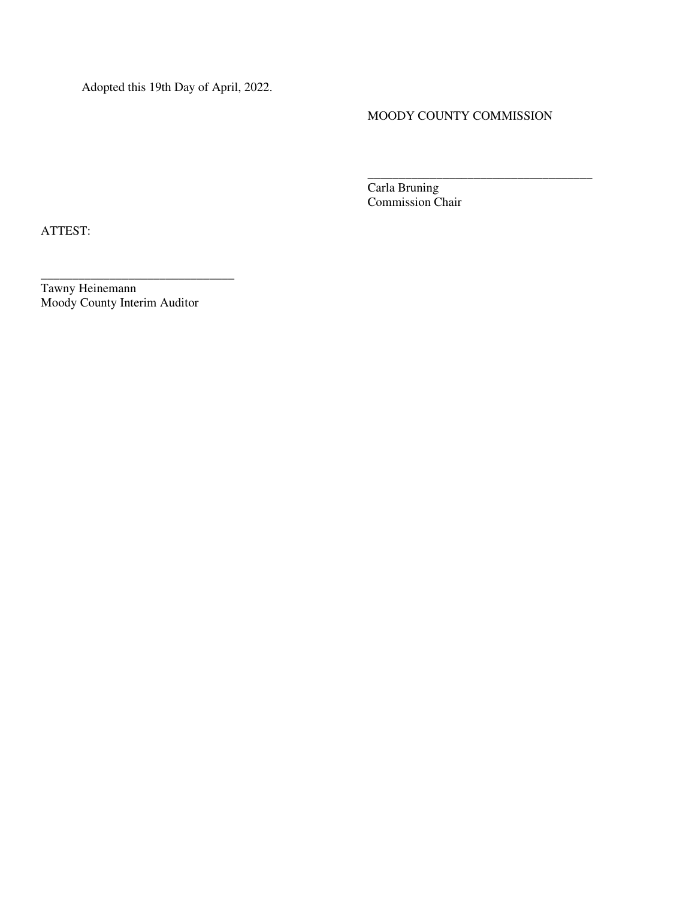Adopted this 19th Day of April, 2022.

MOODY COUNTY COMMISSION

\_\_\_\_\_\_\_\_\_\_\_\_\_\_\_\_\_\_\_\_\_\_\_\_\_\_\_\_\_\_\_\_\_\_\_\_

Carla Bruning
Commission Chair

ATTEST:

\_\_\_\_\_\_\_\_\_\_\_\_\_\_\_\_\_\_\_\_\_\_\_\_\_\_\_\_\_\_\_

Tawny Heinemann
Moody County Interim Auditor